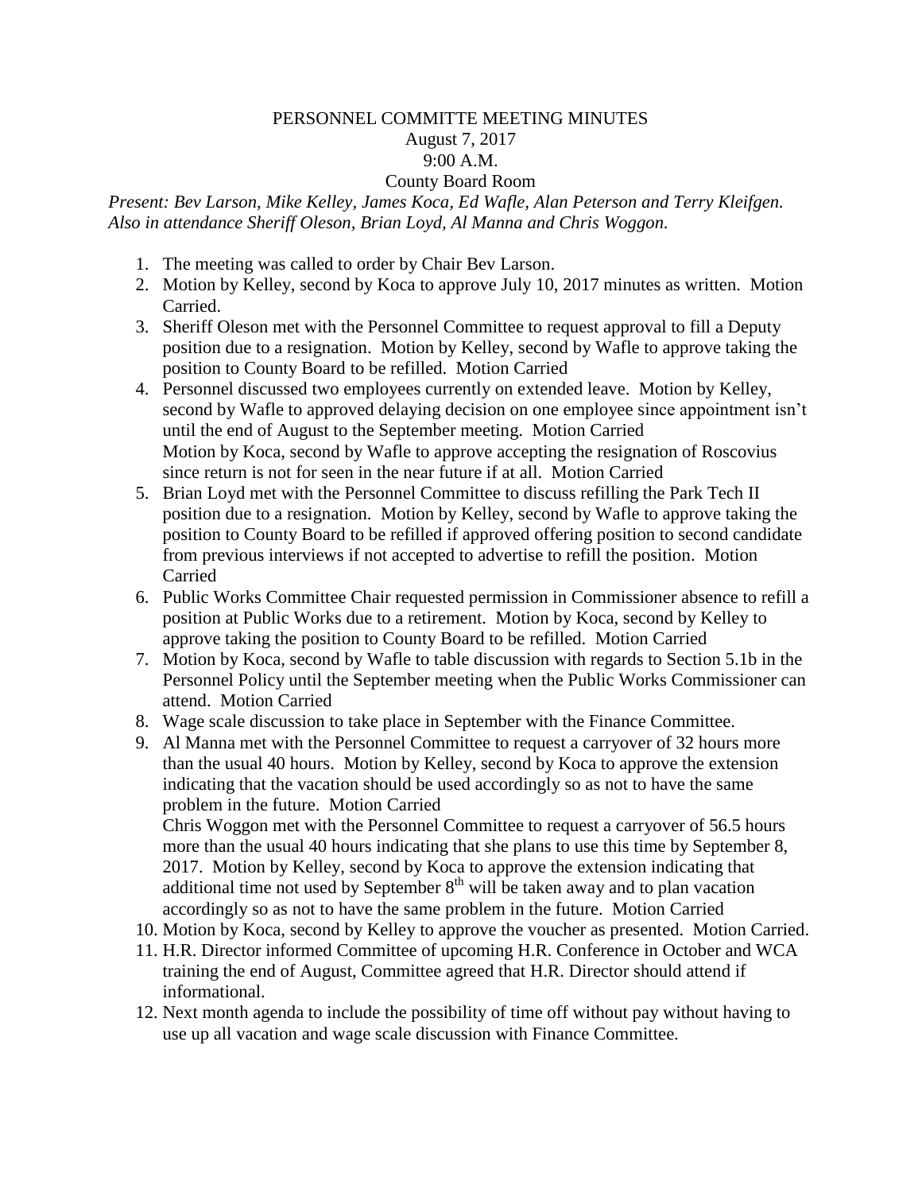# PERSONNEL COMMITTE MEETING MINUTES

August 7, 2017

9:00 A.M.

County Board Room

*Present: Bev Larson, Mike Kelley, James Koca, Ed Wafle, Alan Peterson and Terry Kleifgen. Also in attendance Sheriff Oleson, Brian Loyd, Al Manna and Chris Woggon.*

1. The meeting was called to order by Chair Bev Larson.
2. Motion by Kelley, second by Koca to approve July 10, 2017 minutes as written. Motion Carried.
3. Sheriff Oleson met with the Personnel Committee to request approval to fill a Deputy position due to a resignation. Motion by Kelley, second by Wafle to approve taking the position to County Board to be refilled. Motion Carried
4. Personnel discussed two employees currently on extended leave. Motion by Kelley, second by Wafle to approved delaying decision on one employee since appointment isn't until the end of August to the September meeting. Motion Carried
   Motion by Koca, second by Wafle to approve accepting the resignation of Roscovius since return is not for seen in the near future if at all. Motion Carried
5. Brian Loyd met with the Personnel Committee to discuss refilling the Park Tech II position due to a resignation. Motion by Kelley, second by Wafle to approve taking the position to County Board to be refilled if approved offering position to second candidate from previous interviews if not accepted to advertise to refill the position. Motion Carried
6. Public Works Committee Chair requested permission in Commissioner absence to refill a position at Public Works due to a retirement. Motion by Koca, second by Kelley to approve taking the position to County Board to be refilled. Motion Carried
7. Motion by Koca, second by Wafle to table discussion with regards to Section 5.1b in the Personnel Policy until the September meeting when the Public Works Commissioner can attend. Motion Carried
8. Wage scale discussion to take place in September with the Finance Committee.
9. Al Manna met with the Personnel Committee to request a carryover of 32 hours more than the usual 40 hours. Motion by Kelley, second by Koca to approve the extension indicating that the vacation should be used accordingly so as not to have the same problem in the future. Motion Carried
   Chris Woggon met with the Personnel Committee to request a carryover of 56.5 hours more than the usual 40 hours indicating that she plans to use this time by September 8, 2017. Motion by Kelley, second by Koca to approve the extension indicating that additional time not used by September 8th will be taken away and to plan vacation accordingly so as not to have the same problem in the future. Motion Carried
10. Motion by Koca, second by Kelley to approve the voucher as presented. Motion Carried.
11. H.R. Director informed Committee of upcoming H.R. Conference in October and WCA training the end of August, Committee agreed that H.R. Director should attend if informational.
12. Next month agenda to include the possibility of time off without pay without having to use up all vacation and wage scale discussion with Finance Committee.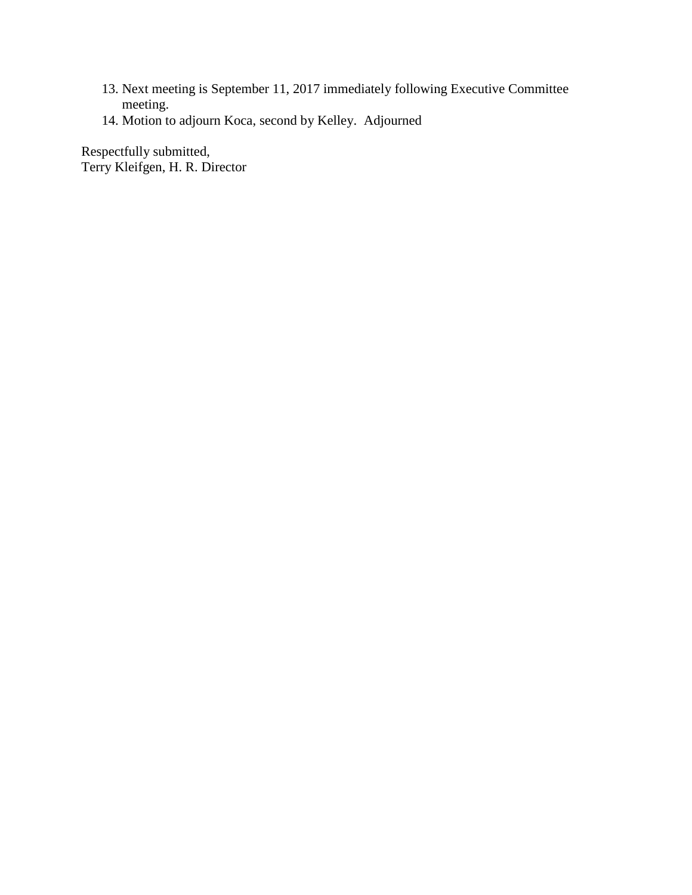13. Next meeting is September 11, 2017 immediately following Executive Committee meeting.
14. Motion to adjourn Koca, second by Kelley. Adjourned

Respectfully submitted,
Terry Kleifgen, H. R. Director